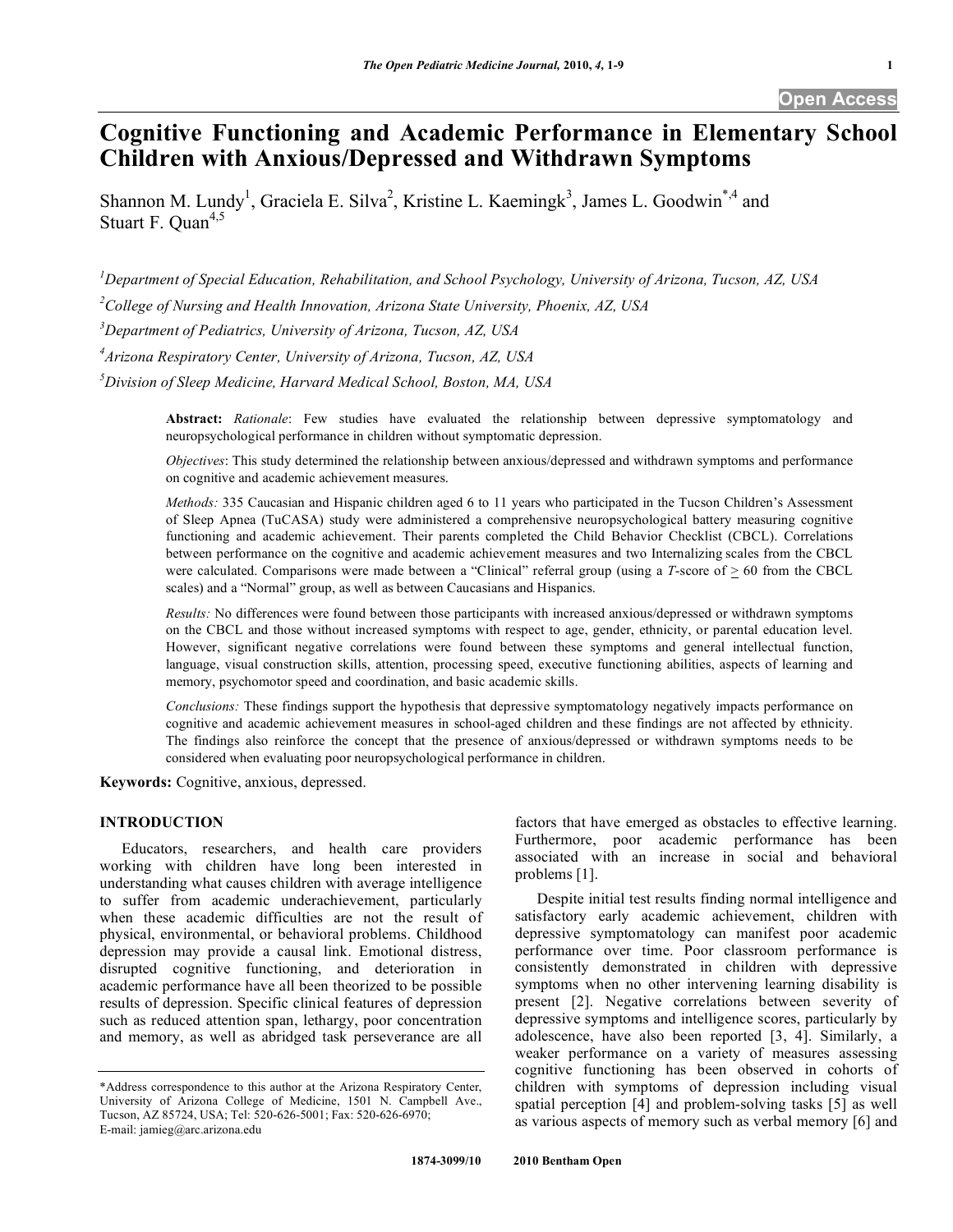# Cognitive Functioning and Academic Performance in Elementary School Children with Anxious/Depressed and Withdrawn Symptoms

Shannon M. Lundy[1], Graciela E. Silva[2], Kristine L. Kaemingk[3], James L. Goodwin[*,4] and Stuart F. Quan[4,5]

[1]Department of Special Education, Rehabilitation, and School Psychology, University of Arizona, Tucson, AZ, USA

[2]College of Nursing and Health Innovation, Arizona State University, Phoenix, AZ, USA

[3]Department of Pediatrics, University of Arizona, Tucson, AZ, USA

[4]Arizona Respiratory Center, University of Arizona, Tucson, AZ, USA

[5]Division of Sleep Medicine, Harvard Medical School, Boston, MA, USA

**Abstract:** *Rationale*: Few studies have evaluated the relationship between depressive symptomatology and neuropsychological performance in children without symptomatic depression.

*Objectives*: This study determined the relationship between anxious/depressed and withdrawn symptoms and performance on cognitive and academic achievement measures.

*Methods:* 335 Caucasian and Hispanic children aged 6 to 11 years who participated in the Tucson Children's Assessment of Sleep Apnea (TuCASA) study were administered a comprehensive neuropsychological battery measuring cognitive functioning and academic achievement. Their parents completed the Child Behavior Checklist (CBCL). Correlations between performance on the cognitive and academic achievement measures and two Internalizing scales from the CBCL were calculated. Comparisons were made between a "Clinical" referral group (using a *T*-score of $\geq$ 60 from the CBCL scales) and a "Normal" group, as well as between Caucasians and Hispanics.

*Results:* No differences were found between those participants with increased anxious/depressed or withdrawn symptoms on the CBCL and those without increased symptoms with respect to age, gender, ethnicity, or parental education level. However, significant negative correlations were found between these symptoms and general intellectual function, language, visual construction skills, attention, processing speed, executive functioning abilities, aspects of learning and memory, psychomotor speed and coordination, and basic academic skills.

*Conclusions:* These findings support the hypothesis that depressive symptomatology negatively impacts performance on cognitive and academic achievement measures in school-aged children and these findings are not affected by ethnicity. The findings also reinforce the concept that the presence of anxious/depressed or withdrawn symptoms needs to be considered when evaluating poor neuropsychological performance in children.

**Keywords:** Cognitive, anxious, depressed.

## INTRODUCTION

Educators, researchers, and health care providers working with children have long been interested in understanding what causes children with average intelligence to suffer from academic underachievement, particularly when these academic difficulties are not the result of physical, environmental, or behavioral problems. Childhood depression may provide a causal link. Emotional distress, disrupted cognitive functioning, and deterioration in academic performance have all been theorized to be possible results of depression. Specific clinical features of depression such as reduced attention span, lethargy, poor concentration and memory, as well as abridged task perseverance are all factors that have emerged as obstacles to effective learning. Furthermore, poor academic performance has been associated with an increase in social and behavioral problems [1].

Despite initial test results finding normal intelligence and satisfactory early academic achievement, children with depressive symptomatology can manifest poor academic performance over time. Poor classroom performance is consistently demonstrated in children with depressive symptoms when no other intervening learning disability is present [2]. Negative correlations between severity of depressive symptoms and intelligence scores, particularly by adolescence, have also been reported [3, 4]. Similarly, a weaker performance on a variety of measures assessing cognitive functioning has been observed in cohorts of children with symptoms of depression including visual spatial perception [4] and problem-solving tasks [5] as well as various aspects of memory such as verbal memory [6] and

*Address correspondence to this author at the Arizona Respiratory Center, University of Arizona College of Medicine, 1501 N. Campbell Ave., Tucson, AZ 85724, USA; Tel: 520-626-5001; Fax: 520-626-6970; E-mail: jamieg@arc.arizona.edu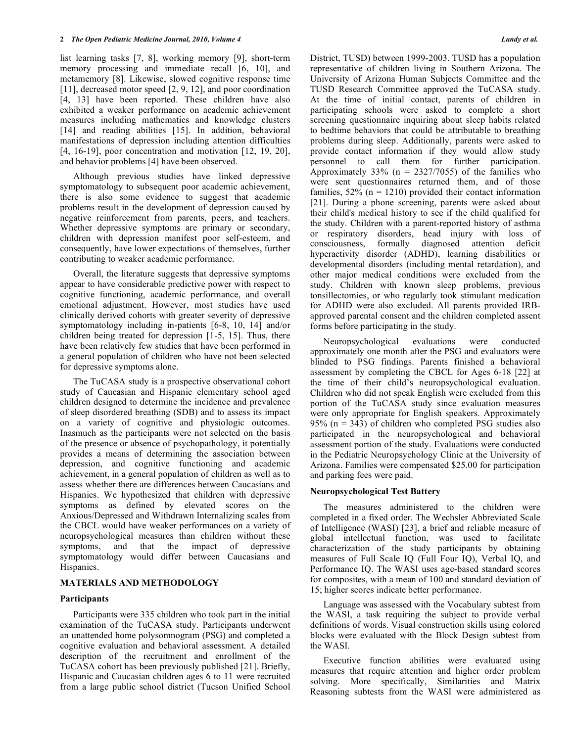list learning tasks [7, 8], working memory [9], short-term memory processing and immediate recall [6, 10], and metamemory [8]. Likewise, slowed cognitive response time [11], decreased motor speed [2, 9, 12], and poor coordination [4, 13] have been reported. These children have also exhibited a weaker performance on academic achievement measures including mathematics and knowledge clusters [14] and reading abilities [15]. In addition, behavioral manifestations of depression including attention difficulties [4, 16-19], poor concentration and motivation [12, 19, 20], and behavior problems [4] have been observed.

Although previous studies have linked depressive symptomatology to subsequent poor academic achievement, there is also some evidence to suggest that academic problems result in the development of depression caused by negative reinforcement from parents, peers, and teachers. Whether depressive symptoms are primary or secondary, children with depression manifest poor self-esteem, and consequently, have lower expectations of themselves, further contributing to weaker academic performance.

Overall, the literature suggests that depressive symptoms appear to have considerable predictive power with respect to cognitive functioning, academic performance, and overall emotional adjustment. However, most studies have used clinically derived cohorts with greater severity of depressive symptomatology including in-patients [6-8, 10, 14] and/or children being treated for depression [1-5, 15]. Thus, there have been relatively few studies that have been performed in a general population of children who have not been selected for depressive symptoms alone.

The TuCASA study is a prospective observational cohort study of Caucasian and Hispanic elementary school aged children designed to determine the incidence and prevalence of sleep disordered breathing (SDB) and to assess its impact on a variety of cognitive and physiologic outcomes. Inasmuch as the participants were not selected on the basis of the presence or absence of psychopathology, it potentially provides a means of determining the association between depression, and cognitive functioning and academic achievement, in a general population of children as well as to assess whether there are differences between Caucasians and Hispanics. We hypothesized that children with depressive symptoms as defined by elevated scores on the Anxious/Depressed and Withdrawn Internalizing scales from the CBCL would have weaker performances on a variety of neuropsychological measures than children without these symptoms, and that the impact of depressive symptomatology would differ between Caucasians and Hispanics.

## MATERIALS AND METHODOLOGY

### Participants

Participants were 335 children who took part in the initial examination of the TuCASA study. Participants underwent an unattended home polysomnogram (PSG) and completed a cognitive evaluation and behavioral assessment. A detailed description of the recruitment and enrollment of the TuCASA cohort has been previously published [21]. Briefly, Hispanic and Caucasian children ages 6 to 11 were recruited from a large public school district (Tucson Unified School District, TUSD) between 1999-2003. TUSD has a population representative of children living in Southern Arizona. The University of Arizona Human Subjects Committee and the TUSD Research Committee approved the TuCASA study. At the time of initial contact, parents of children in participating schools were asked to complete a short screening questionnaire inquiring about sleep habits related to bedtime behaviors that could be attributable to breathing problems during sleep. Additionally, parents were asked to provide contact information if they would allow study personnel to call them for further participation. Approximately 33% (n = 2327/7055) of the families who were sent questionnaires returned them, and of those families, 52% (n = 1210) provided their contact information [21]. During a phone screening, parents were asked about their child's medical history to see if the child qualified for the study. Children with a parent-reported history of asthma or respiratory disorders, head injury with loss of consciousness, formally diagnosed attention deficit hyperactivity disorder (ADHD), learning disabilities or developmental disorders (including mental retardation), and other major medical conditions were excluded from the study. Children with known sleep problems, previous tonsillectomies, or who regularly took stimulant medication for ADHD were also excluded. All parents provided IRB-approved parental consent and the children completed assent forms before participating in the study.

Neuropsychological evaluations were conducted approximately one month after the PSG and evaluators were blinded to PSG findings. Parents finished a behavioral assessment by completing the CBCL for Ages 6-18 [22] at the time of their child's neuropsychological evaluation. Children who did not speak English were excluded from this portion of the TuCASA study since evaluation measures were only appropriate for English speakers. Approximately 95% (n = 343) of children who completed PSG studies also participated in the neuropsychological and behavioral assessment portion of the study. Evaluations were conducted in the Pediatric Neuropsychology Clinic at the University of Arizona. Families were compensated $25.00 for participation and parking fees were paid.

### Neuropsychological Test Battery

The measures administered to the children were completed in a fixed order. The Wechsler Abbreviated Scale of Intelligence (WASI) [23], a brief and reliable measure of global intellectual function, was used to facilitate characterization of the study participants by obtaining measures of Full Scale IQ (Full Four IQ), Verbal IQ, and Performance IQ. The WASI uses age-based standard scores for composites, with a mean of 100 and standard deviation of 15; higher scores indicate better performance.

Language was assessed with the Vocabulary subtest from the WASI, a task requiring the subject to provide verbal definitions of words. Visual construction skills using colored blocks were evaluated with the Block Design subtest from the WASI.

Executive function abilities were evaluated using measures that require attention and higher order problem solving. More specifically, Similarities and Matrix Reasoning subtests from the WASI were administered as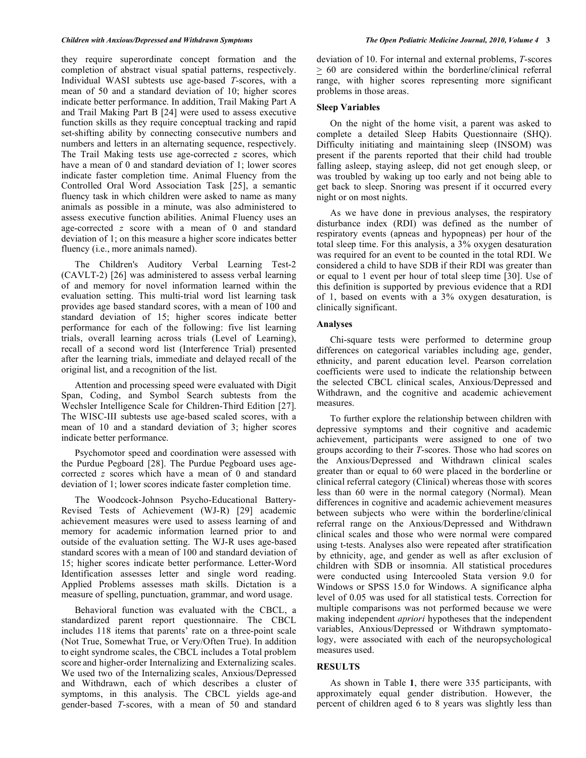they require superordinate concept formation and the completion of abstract visual spatial patterns, respectively. Individual WASI subtests use age-based *T*-scores, with a mean of 50 and a standard deviation of 10; higher scores indicate better performance. In addition, Trail Making Part A and Trail Making Part B [24] were used to assess executive function skills as they require conceptual tracking and rapid set-shifting ability by connecting consecutive numbers and numbers and letters in an alternating sequence, respectively. The Trail Making tests use age-corrected *z* scores, which have a mean of 0 and standard deviation of 1; lower scores indicate faster completion time. Animal Fluency from the Controlled Oral Word Association Task [25], a semantic fluency task in which children were asked to name as many animals as possible in a minute, was also administered to assess executive function abilities. Animal Fluency uses an age-corrected *z* score with a mean of 0 and standard deviation of 1; on this measure a higher score indicates better fluency (i.e., more animals named).

The Children's Auditory Verbal Learning Test-2 (CAVLT-2) [26] was administered to assess verbal learning of and memory for novel information learned within the evaluation setting. This multi-trial word list learning task provides age based standard scores, with a mean of 100 and standard deviation of 15; higher scores indicate better performance for each of the following: five list learning trials, overall learning across trials (Level of Learning), recall of a second word list (Interference Trial) presented after the learning trials, immediate and delayed recall of the original list, and a recognition of the list.

Attention and processing speed were evaluated with Digit Span, Coding, and Symbol Search subtests from the Wechsler Intelligence Scale for Children-Third Edition [27]. The WISC-III subtests use age-based scaled scores, with a mean of 10 and a standard deviation of 3; higher scores indicate better performance.

Psychomotor speed and coordination were assessed with the Purdue Pegboard [28]. The Purdue Pegboard uses age-corrected *z* scores which have a mean of 0 and standard deviation of 1; lower scores indicate faster completion time.

The Woodcock-Johnson Psycho-Educational Battery-Revised Tests of Achievement (WJ-R) [29] academic achievement measures were used to assess learning of and memory for academic information learned prior to and outside of the evaluation setting. The WJ-R uses age-based standard scores with a mean of 100 and standard deviation of 15; higher scores indicate better performance. Letter-Word Identification assesses letter and single word reading. Applied Problems assesses math skills. Dictation is a measure of spelling, punctuation, grammar, and word usage.

Behavioral function was evaluated with the CBCL, a standardized parent report questionnaire. The CBCL includes 118 items that parents' rate on a three-point scale (Not True, Somewhat True, or Very/Often True). In addition to eight syndrome scales, the CBCL includes a Total problem score and higher-order Internalizing and Externalizing scales. We used two of the Internalizing scales, Anxious/Depressed and Withdrawn, each of which describes a cluster of symptoms, in this analysis. The CBCL yields age-and gender-based *T*-scores, with a mean of 50 and standard deviation of 10. For internal and external problems, *T*-scores $\geq$ 60 are considered within the borderline/clinical referral range, with higher scores representing more significant problems in those areas.

### Sleep Variables

On the night of the home visit, a parent was asked to complete a detailed Sleep Habits Questionnaire (SHQ). Difficulty initiating and maintaining sleep (INSOM) was present if the parents reported that their child had trouble falling asleep, staying asleep, did not get enough sleep, or was troubled by waking up too early and not being able to get back to sleep. Snoring was present if it occurred every night or on most nights.

As we have done in previous analyses, the respiratory disturbance index (RDI) was defined as the number of respiratory events (apneas and hypopneas) per hour of the total sleep time. For this analysis, a 3% oxygen desaturation was required for an event to be counted in the total RDI. We considered a child to have SDB if their RDI was greater than or equal to 1 event per hour of total sleep time [30]. Use of this definition is supported by previous evidence that a RDI of 1, based on events with a 3% oxygen desaturation, is clinically significant.

### Analyses

Chi-square tests were performed to determine group differences on categorical variables including age, gender, ethnicity, and parent education level. Pearson correlation coefficients were used to indicate the relationship between the selected CBCL clinical scales, Anxious/Depressed and Withdrawn, and the cognitive and academic achievement measures.

To further explore the relationship between children with depressive symptoms and their cognitive and academic achievement, participants were assigned to one of two groups according to their *T*-scores. Those who had scores on the Anxious/Depressed and Withdrawn clinical scales greater than or equal to 60 were placed in the borderline or clinical referral category (Clinical) whereas those with scores less than 60 were in the normal category (Normal). Mean differences in cognitive and academic achievement measures between subjects who were within the borderline/clinical referral range on the Anxious/Depressed and Withdrawn clinical scales and those who were normal were compared using t-tests. Analyses also were repeated after stratification by ethnicity, age, and gender as well as after exclusion of children with SDB or insomnia. All statistical procedures were conducted using Intercooled Stata version 9.0 for Windows or SPSS 15.0 for Windows. A significance alpha level of 0.05 was used for all statistical tests. Correction for multiple comparisons was not performed because we were making independent *apriori* hypotheses that the independent variables, Anxious/Depressed or Withdrawn symptomatology, were associated with each of the neuropsychological measures used.

## RESULTS

As shown in Table **1**, there were 335 participants, with approximately equal gender distribution. However, the percent of children aged 6 to 8 years was slightly less than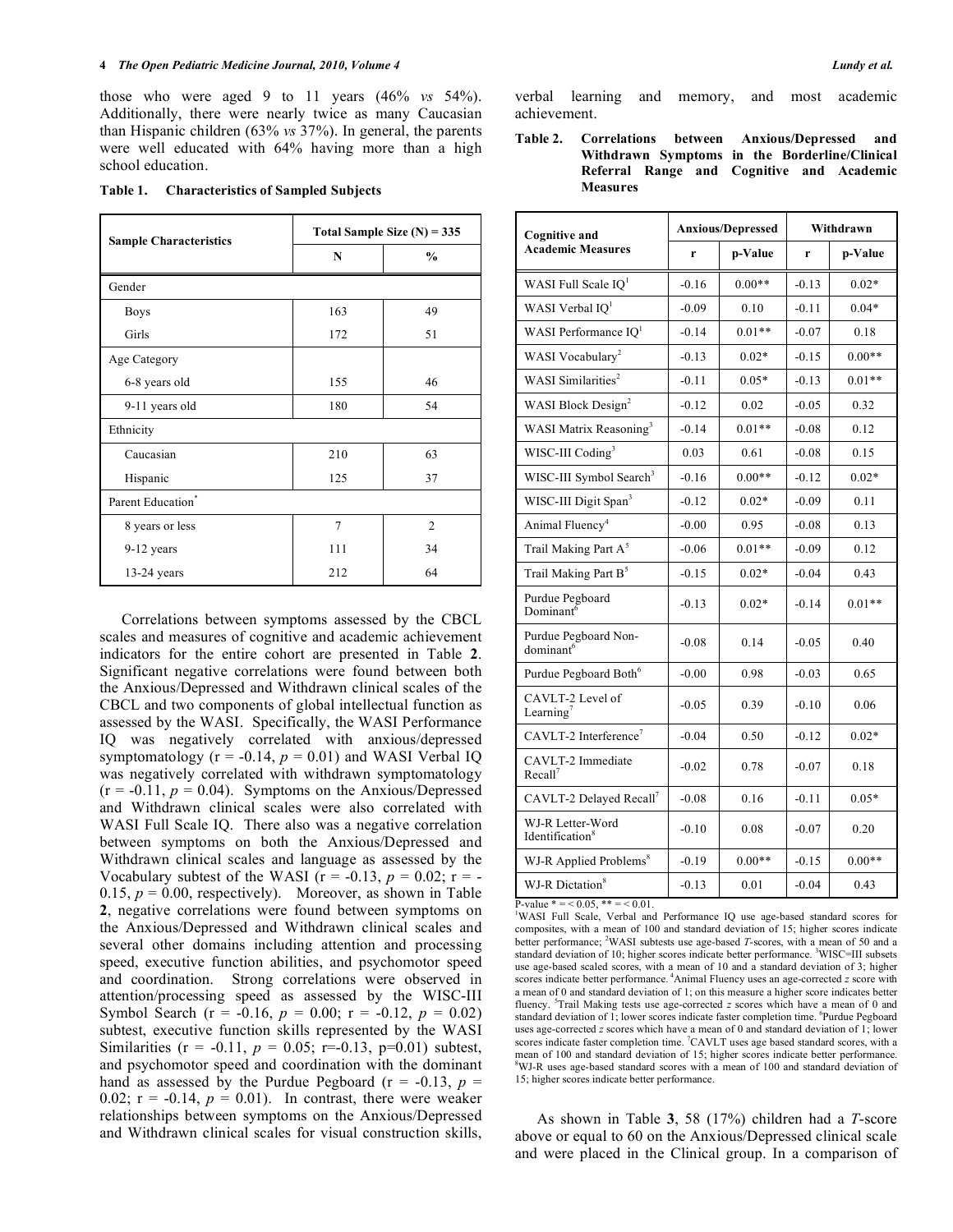those who were aged 9 to 11 years (46% *vs* 54%). Additionally, there were nearly twice as many Caucasian than Hispanic children (63% *vs* 37%). In general, the parents were well educated with 64% having more than a high school education.

**Table 1. Characteristics of Sampled Subjects**

| Sample Characteristics | Total Sample Size (N) = 335 | |
|---|---|---|
| | N | % |
| Gender | | |
| Boys | 163 | 49 |
| Girls | 172 | 51 |
| Age Category | | |
| 6-8 years old | 155 | 46 |
| 9-11 years old | 180 | 54 |
| Ethnicity | | |
| Caucasian | 210 | 63 |
| Hispanic | 125 | 37 |
| Parent Education* | | |
| 8 years or less | 7 | 2 |
| 9-12 years | 111 | 34 |
| 13-24 years | 212 | 64 |

Correlations between symptoms assessed by the CBCL scales and measures of cognitive and academic achievement indicators for the entire cohort are presented in Table **2**. Significant negative correlations were found between both the Anxious/Depressed and Withdrawn clinical scales of the CBCL and two components of global intellectual function as assessed by the WASI. Specifically, the WASI Performance IQ was negatively correlated with anxious/depressed symptomatology (r = -0.14, $p$ = 0.01) and WASI Verbal IQ was negatively correlated with withdrawn symptomatology (r = -0.11, $p$ = 0.04). Symptoms on the Anxious/Depressed and Withdrawn clinical scales were also correlated with WASI Full Scale IQ. There also was a negative correlation between symptoms on both the Anxious/Depressed and Withdrawn clinical scales and language as assessed by the Vocabulary subtest of the WASI (r = -0.13, $p$ = 0.02; r = -0.15, $p$ = 0.00, respectively). Moreover, as shown in Table **2**, negative correlations were found between symptoms on the Anxious/Depressed and Withdrawn clinical scales and several other domains including attention and processing speed, executive function abilities, and psychomotor speed and coordination. Strong correlations were observed in attention/processing speed as assessed by the WISC-III Symbol Search (r = -0.16, $p$ = 0.00; r = -0.12, $p$ = 0.02) subtest, executive function skills represented by the WASI Similarities (r = -0.11, $p$ = 0.05; r=-0.13, p=0.01) subtest, and psychomotor speed and coordination with the dominant hand as assessed by the Purdue Pegboard (r = -0.13, $p$ = 0.02; r = -0.14, $p$ = 0.01). In contrast, there were weaker relationships between symptoms on the Anxious/Depressed and Withdrawn clinical scales for visual construction skills, verbal learning and memory, and most academic achievement.

**Table 2. Correlations between Anxious/Depressed and Withdrawn Symptoms in the Borderline/Clinical Referral Range and Cognitive and Academic Measures**

| Cognitive and Academic Measures | Anxious/Depressed | | Withdrawn | |
|---|---|---|---|---|
| | r | p-Value | r | p-Value |
| WASI Full Scale IQ[1] | -0.16 | 0.00** | -0.13 | 0.02* |
| WASI Verbal IQ[1] | -0.09 | 0.10 | -0.11 | 0.04* |
| WASI Performance IQ[1] | -0.14 | 0.01** | -0.07 | 0.18 |
| WASI Vocabulary[2] | -0.13 | 0.02* | -0.15 | 0.00** |
| WASI Similarities[2] | -0.11 | 0.05* | -0.13 | 0.01** |
| WASI Block Design[2] | -0.12 | 0.02 | -0.05 | 0.32 |
| WASI Matrix Reasoning[3] | -0.14 | 0.01** | -0.08 | 0.12 |
| WISC-III Coding[3] | 0.03 | 0.61 | -0.08 | 0.15 |
| WISC-III Symbol Search[3] | -0.16 | 0.00** | -0.12 | 0.02* |
| WISC-III Digit Span[3] | -0.12 | 0.02* | -0.09 | 0.11 |
| Animal Fluency[4] | -0.00 | 0.95 | -0.08 | 0.13 |
| Trail Making Part A[5] | -0.06 | 0.01** | -0.09 | 0.12 |
| Trail Making Part B[5] | -0.15 | 0.02* | -0.04 | 0.43 |
| Purdue Pegboard Dominant[6] | -0.13 | 0.02* | -0.14 | 0.01** |
| Purdue Pegboard Non-dominant[6] | -0.08 | 0.14 | -0.05 | 0.40 |
| Purdue Pegboard Both[6] | -0.00 | 0.98 | -0.03 | 0.65 |
| CAVLT-2 Level of Learning[7] | -0.05 | 0.39 | -0.10 | 0.06 |
| CAVLT-2 Interference[7] | -0.04 | 0.50 | -0.12 | 0.02* |
| CAVLT-2 Immediate Recall[7] | -0.02 | 0.78 | -0.07 | 0.18 |
| CAVLT-2 Delayed Recall[7] | -0.08 | 0.16 | -0.11 | 0.05* |
| WJ-R Letter-Word Identification[8] | -0.10 | 0.08 | -0.07 | 0.20 |
| WJ-R Applied Problems[8] | -0.19 | 0.00** | -0.15 | 0.00** |
| WJ-R Dictation[8] | -0.13 | 0.01 | -0.04 | 0.43 |

P-value * = < 0.05, ** = < 0.01.
[1]WASI Full Scale, Verbal and Performance IQ use age-based standard scores for composites, with a mean of 100 and standard deviation of 15; higher scores indicate better performance; [2]WASI subtests use age-based *T*-scores, with a mean of 50 and a standard deviation of 10; higher scores indicate better performance. [3]WISC=III subsets use age-based scaled scores, with a mean of 10 and a standard deviation of 3; higher scores indicate better performance. [4]Animal Fluency uses an age-corrected *z* score with a mean of 0 and standard deviation of 1; on this measure a higher score indicates better fluency. [5]Trail Making tests use age-corrected *z* scores which have a mean of 0 and standard deviation of 1; lower scores indicate faster completion time. [6]Purdue Pegboard uses age-corrected *z* scores which have a mean of 0 and standard deviation of 1; lower scores indicate faster completion time. [7]CAVLT uses age based standard scores, with a mean of 100 and standard deviation of 15; higher scores indicate better performance. [8]WJ-R uses age-based standard scores with a mean of 100 and standard deviation of 15; higher scores indicate better performance.

As shown in Table **3**, 58 (17%) children had a *T*-score above or equal to 60 on the Anxious/Depressed clinical scale and were placed in the Clinical group. In a comparison of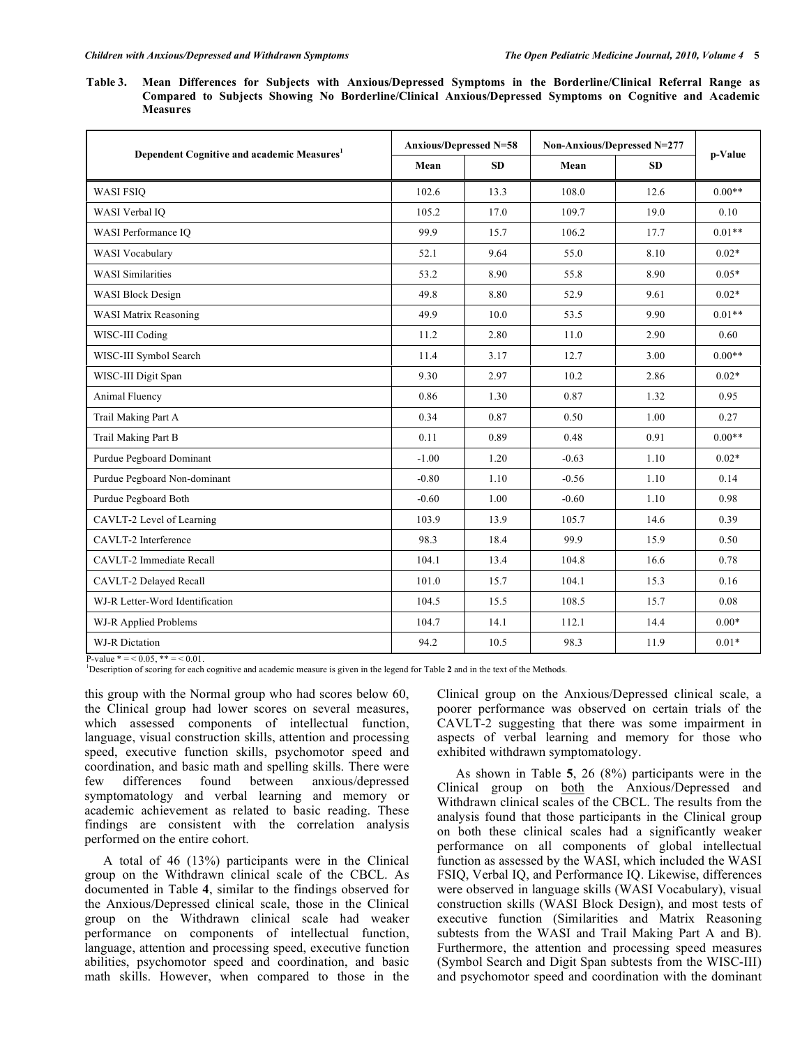**Table 3. Mean Differences for Subjects with Anxious/Depressed Symptoms in the Borderline/Clinical Referral Range as Compared to Subjects Showing No Borderline/Clinical Anxious/Depressed Symptoms on Cognitive and Academic Measures**

| Dependent Cognitive and academic Measures[1] | Anxious/Depressed N=58 | | Non-Anxious/Depressed N=277 | | p-Value |
|---|---|---|---|---|---|
| | Mean | SD | Mean | SD | |
| WASI FSIQ | 102.6 | 13.3 | 108.0 | 12.6 | 0.00** |
| WASI Verbal IQ | 105.2 | 17.0 | 109.7 | 19.0 | 0.10 |
| WASI Performance IQ | 99.9 | 15.7 | 106.2 | 17.7 | 0.01** |
| WASI Vocabulary | 52.1 | 9.64 | 55.0 | 8.10 | 0.02* |
| WASI Similarities | 53.2 | 8.90 | 55.8 | 8.90 | 0.05* |
| WASI Block Design | 49.8 | 8.80 | 52.9 | 9.61 | 0.02* |
| WASI Matrix Reasoning | 49.9 | 10.0 | 53.5 | 9.90 | 0.01** |
| WISC-III Coding | 11.2 | 2.80 | 11.0 | 2.90 | 0.60 |
| WISC-III Symbol Search | 11.4 | 3.17 | 12.7 | 3.00 | 0.00** |
| WISC-III Digit Span | 9.30 | 2.97 | 10.2 | 2.86 | 0.02* |
| Animal Fluency | 0.86 | 1.30 | 0.87 | 1.32 | 0.95 |
| Trail Making Part A | 0.34 | 0.87 | 0.50 | 1.00 | 0.27 |
| Trail Making Part B | 0.11 | 0.89 | 0.48 | 0.91 | 0.00** |
| Purdue Pegboard Dominant | -1.00 | 1.20 | -0.63 | 1.10 | 0.02* |
| Purdue Pegboard Non-dominant | -0.80 | 1.10 | -0.56 | 1.10 | 0.14 |
| Purdue Pegboard Both | -0.60 | 1.00 | -0.60 | 1.10 | 0.98 |
| CAVLT-2 Level of Learning | 103.9 | 13.9 | 105.7 | 14.6 | 0.39 |
| CAVLT-2 Interference | 98.3 | 18.4 | 99.9 | 15.9 | 0.50 |
| CAVLT-2 Immediate Recall | 104.1 | 13.4 | 104.8 | 16.6 | 0.78 |
| CAVLT-2 Delayed Recall | 101.0 | 15.7 | 104.1 | 15.3 | 0.16 |
| WJ-R Letter-Word Identification | 104.5 | 15.5 | 108.5 | 15.7 | 0.08 |
| WJ-R Applied Problems | 104.7 | 14.1 | 112.1 | 14.4 | 0.00* |
| WJ-R Dictation | 94.2 | 10.5 | 98.3 | 11.9 | 0.01* |

P-value * = < 0.05, ** = < 0.01.
[1]Description of scoring for each cognitive and academic measure is given in the legend for Table **2** and in the text of the Methods.

this group with the Normal group who had scores below 60, the Clinical group had lower scores on several measures, which assessed components of intellectual function, language, visual construction skills, attention and processing speed, executive function skills, psychomotor speed and coordination, and basic math and spelling skills. There were few differences found between anxious/depressed symptomatology and verbal learning and memory or academic achievement as related to basic reading. These findings are consistent with the correlation analysis performed on the entire cohort.

A total of 46 (13%) participants were in the Clinical group on the Withdrawn clinical scale of the CBCL. As documented in Table **4**, similar to the findings observed for the Anxious/Depressed clinical scale, those in the Clinical group on the Withdrawn clinical scale had weaker performance on components of intellectual function, language, attention and processing speed, executive function abilities, psychomotor speed and coordination, and basic math skills. However, when compared to those in the Clinical group on the Anxious/Depressed clinical scale, a poorer performance was observed on certain trials of the CAVLT-2 suggesting that there was some impairment in aspects of verbal learning and memory for those who exhibited withdrawn symptomatology.

As shown in Table **5**, 26 (8%) participants were in the Clinical group on both the Anxious/Depressed and Withdrawn clinical scales of the CBCL. The results from the analysis found that those participants in the Clinical group on both these clinical scales had a significantly weaker performance on all components of global intellectual function as assessed by the WASI, which included the WASI FSIQ, Verbal IQ, and Performance IQ. Likewise, differences were observed in language skills (WASI Vocabulary), visual construction skills (WASI Block Design), and most tests of executive function (Similarities and Matrix Reasoning subtests from the WASI and Trail Making Part A and B). Furthermore, the attention and processing speed measures (Symbol Search and Digit Span subtests from the WISC-III) and psychomotor speed and coordination with the dominant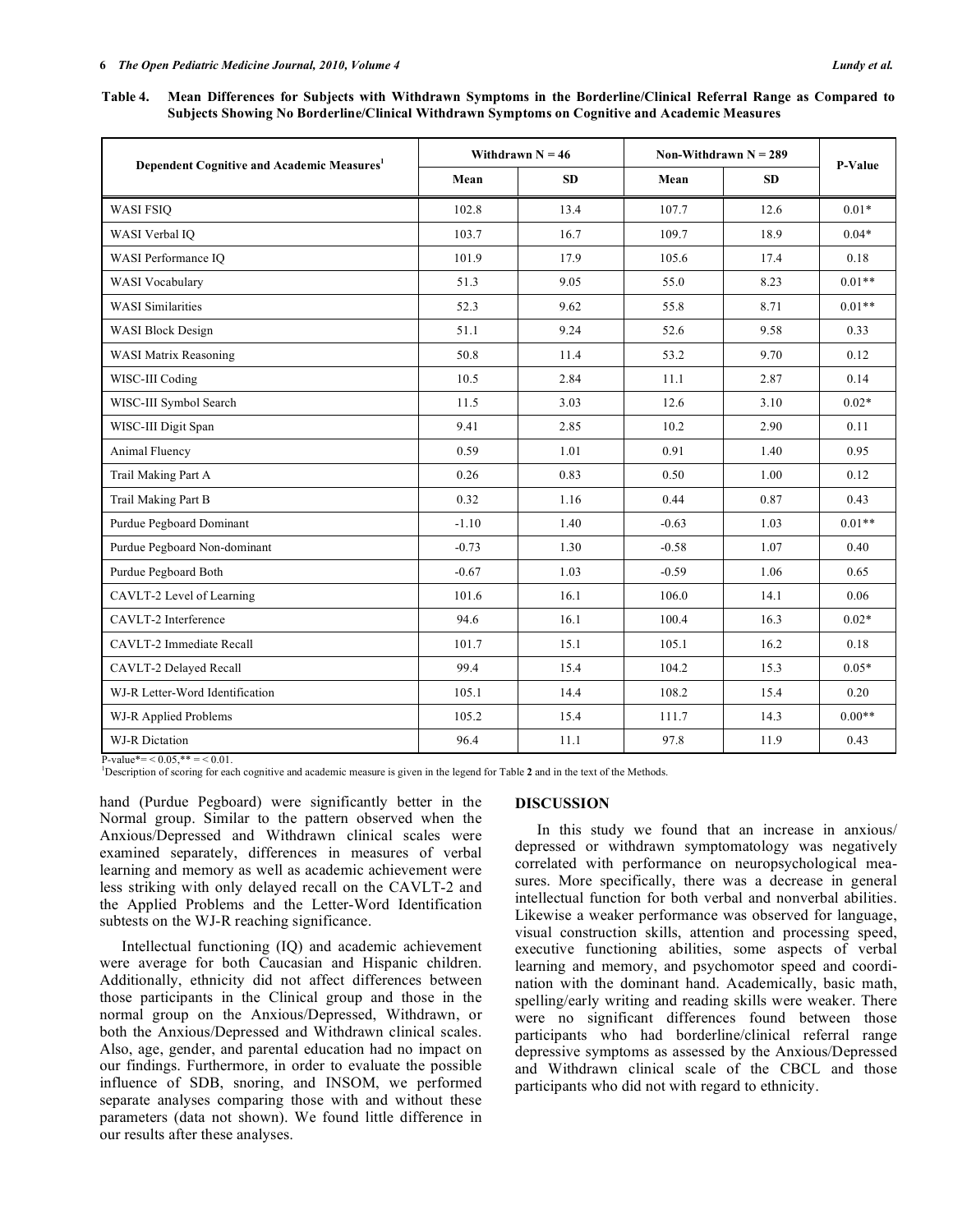**Table 4. Mean Differences for Subjects with Withdrawn Symptoms in the Borderline/Clinical Referral Range as Compared to Subjects Showing No Borderline/Clinical Withdrawn Symptoms on Cognitive and Academic Measures**

| Dependent Cognitive and Academic Measures[1] | Withdrawn N = 46 | | Non-Withdrawn N = 289 | | P-Value |
|---|---|---|---|---|---|
| | Mean | SD | Mean | SD | |
| WASI FSIQ | 102.8 | 13.4 | 107.7 | 12.6 | 0.01* |
| WASI Verbal IQ | 103.7 | 16.7 | 109.7 | 18.9 | 0.04* |
| WASI Performance IQ | 101.9 | 17.9 | 105.6 | 17.4 | 0.18 |
| WASI Vocabulary | 51.3 | 9.05 | 55.0 | 8.23 | 0.01** |
| WASI Similarities | 52.3 | 9.62 | 55.8 | 8.71 | 0.01** |
| WASI Block Design | 51.1 | 9.24 | 52.6 | 9.58 | 0.33 |
| WASI Matrix Reasoning | 50.8 | 11.4 | 53.2 | 9.70 | 0.12 |
| WISC-III Coding | 10.5 | 2.84 | 11.1 | 2.87 | 0.14 |
| WISC-III Symbol Search | 11.5 | 3.03 | 12.6 | 3.10 | 0.02* |
| WISC-III Digit Span | 9.41 | 2.85 | 10.2 | 2.90 | 0.11 |
| Animal Fluency | 0.59 | 1.01 | 0.91 | 1.40 | 0.95 |
| Trail Making Part A | 0.26 | 0.83 | 0.50 | 1.00 | 0.12 |
| Trail Making Part B | 0.32 | 1.16 | 0.44 | 0.87 | 0.43 |
| Purdue Pegboard Dominant | -1.10 | 1.40 | -0.63 | 1.03 | 0.01** |
| Purdue Pegboard Non-dominant | -0.73 | 1.30 | -0.58 | 1.07 | 0.40 |
| Purdue Pegboard Both | -0.67 | 1.03 | -0.59 | 1.06 | 0.65 |
| CAVLT-2 Level of Learning | 101.6 | 16.1 | 106.0 | 14.1 | 0.06 |
| CAVLT-2 Interference | 94.6 | 16.1 | 100.4 | 16.3 | 0.02* |
| CAVLT-2 Immediate Recall | 101.7 | 15.1 | 105.1 | 16.2 | 0.18 |
| CAVLT-2 Delayed Recall | 99.4 | 15.4 | 104.2 | 15.3 | 0.05* |
| WJ-R Letter-Word Identification | 105.1 | 14.4 | 108.2 | 15.4 | 0.20 |
| WJ-R Applied Problems | 105.2 | 15.4 | 111.7 | 14.3 | 0.00** |
| WJ-R Dictation | 96.4 | 11.1 | 97.8 | 11.9 | 0.43 |

P-value*= < 0.05,** = < 0.01.
[1]Description of scoring for each cognitive and academic measure is given in the legend for Table **2** and in the text of the Methods.

hand (Purdue Pegboard) were significantly better in the Normal group. Similar to the pattern observed when the Anxious/Depressed and Withdrawn clinical scales were examined separately, differences in measures of verbal learning and memory as well as academic achievement were less striking with only delayed recall on the CAVLT-2 and the Applied Problems and the Letter-Word Identification subtests on the WJ-R reaching significance.

Intellectual functioning (IQ) and academic achievement were average for both Caucasian and Hispanic children. Additionally, ethnicity did not affect differences between those participants in the Clinical group and those in the normal group on the Anxious/Depressed, Withdrawn, or both the Anxious/Depressed and Withdrawn clinical scales. Also, age, gender, and parental education had no impact on our findings. Furthermore, in order to evaluate the possible influence of SDB, snoring, and INSOM, we performed separate analyses comparing those with and without these parameters (data not shown). We found little difference in our results after these analyses.

## DISCUSSION

In this study we found that an increase in anxious/depressed or withdrawn symptomatology was negatively correlated with performance on neuropsychological measures. More specifically, there was a decrease in general intellectual function for both verbal and nonverbal abilities. Likewise a weaker performance was observed for language, visual construction skills, attention and processing speed, executive functioning abilities, some aspects of verbal learning and memory, and psychomotor speed and coordination with the dominant hand. Academically, basic math, spelling/early writing and reading skills were weaker. There were no significant differences found between those participants who had borderline/clinical referral range depressive symptoms as assessed by the Anxious/Depressed and Withdrawn clinical scale of the CBCL and those participants who did not with regard to ethnicity.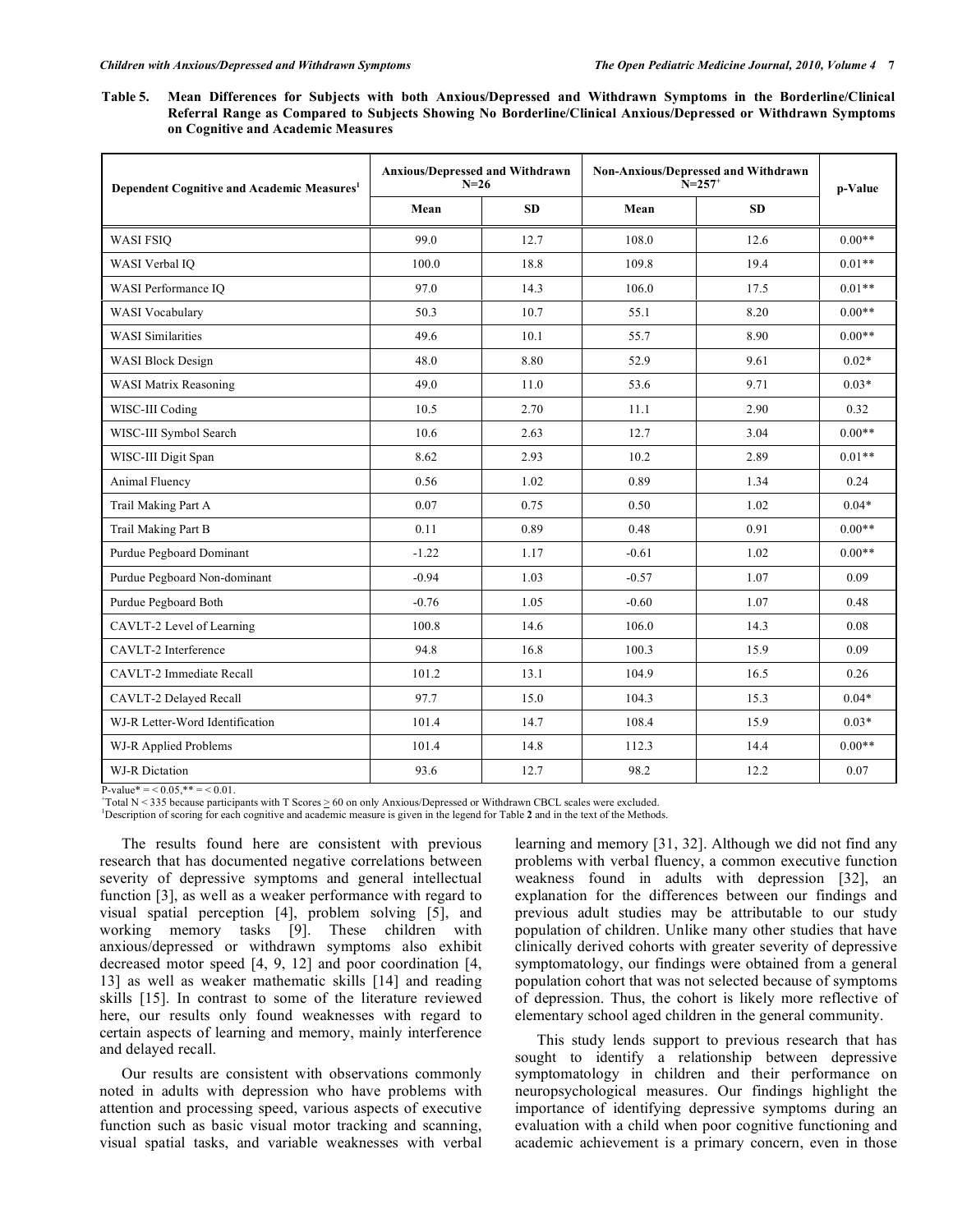**Table 5. Mean Differences for Subjects with both Anxious/Depressed and Withdrawn Symptoms in the Borderline/Clinical Referral Range as Compared to Subjects Showing No Borderline/Clinical Anxious/Depressed or Withdrawn Symptoms on Cognitive and Academic Measures**

| Dependent Cognitive and Academic Measures[1] | Anxious/Depressed and Withdrawn N=26 | | Non-Anxious/Depressed and Withdrawn N=257[+] | | p-Value |
|---|---|---|---|---|---|
| | Mean | SD | Mean | SD | |
| WASI FSIQ | 99.0 | 12.7 | 108.0 | 12.6 | 0.00** |
| WASI Verbal IQ | 100.0 | 18.8 | 109.8 | 19.4 | 0.01** |
| WASI Performance IQ | 97.0 | 14.3 | 106.0 | 17.5 | 0.01** |
| WASI Vocabulary | 50.3 | 10.7 | 55.1 | 8.20 | 0.00** |
| WASI Similarities | 49.6 | 10.1 | 55.7 | 8.90 | 0.00** |
| WASI Block Design | 48.0 | 8.80 | 52.9 | 9.61 | 0.02* |
| WASI Matrix Reasoning | 49.0 | 11.0 | 53.6 | 9.71 | 0.03* |
| WISC-III Coding | 10.5 | 2.70 | 11.1 | 2.90 | 0.32 |
| WISC-III Symbol Search | 10.6 | 2.63 | 12.7 | 3.04 | 0.00** |
| WISC-III Digit Span | 8.62 | 2.93 | 10.2 | 2.89 | 0.01** |
| Animal Fluency | 0.56 | 1.02 | 0.89 | 1.34 | 0.24 |
| Trail Making Part A | 0.07 | 0.75 | 0.50 | 1.02 | 0.04* |
| Trail Making Part B | 0.11 | 0.89 | 0.48 | 0.91 | 0.00** |
| Purdue Pegboard Dominant | -1.22 | 1.17 | -0.61 | 1.02 | 0.00** |
| Purdue Pegboard Non-dominant | -0.94 | 1.03 | -0.57 | 1.07 | 0.09 |
| Purdue Pegboard Both | -0.76 | 1.05 | -0.60 | 1.07 | 0.48 |
| CAVLT-2 Level of Learning | 100.8 | 14.6 | 106.0 | 14.3 | 0.08 |
| CAVLT-2 Interference | 94.8 | 16.8 | 100.3 | 15.9 | 0.09 |
| CAVLT-2 Immediate Recall | 101.2 | 13.1 | 104.9 | 16.5 | 0.26 |
| CAVLT-2 Delayed Recall | 97.7 | 15.0 | 104.3 | 15.3 | 0.04* |
| WJ-R Letter-Word Identification | 101.4 | 14.7 | 108.4 | 15.9 | 0.03* |
| WJ-R Applied Problems | 101.4 | 14.8 | 112.3 | 14.4 | 0.00** |
| WJ-R Dictation | 93.6 | 12.7 | 98.2 | 12.2 | 0.07 |

P-value* = < 0.05,** = < 0.01.
[+]Total N < 335 because participants with T Scores ≥ 60 on only Anxious/Depressed or Withdrawn CBCL scales were excluded.
[1]Description of scoring for each cognitive and academic measure is given in the legend for Table **2** and in the text of the Methods.

The results found here are consistent with previous research that has documented negative correlations between severity of depressive symptoms and general intellectual function [3], as well as a weaker performance with regard to visual spatial perception [4], problem solving [5], and working memory tasks [9]. These children with anxious/depressed or withdrawn symptoms also exhibit decreased motor speed [4, 9, 12] and poor coordination [4, 13] as well as weaker mathematic skills [14] and reading skills [15]. In contrast to some of the literature reviewed here, our results only found weaknesses with regard to certain aspects of learning and memory, mainly interference and delayed recall.

Our results are consistent with observations commonly noted in adults with depression who have problems with attention and processing speed, various aspects of executive function such as basic visual motor tracking and scanning, visual spatial tasks, and variable weaknesses with verbal learning and memory [31, 32]. Although we did not find any problems with verbal fluency, a common executive function weakness found in adults with depression [32], an explanation for the differences between our findings and previous adult studies may be attributable to our study population of children. Unlike many other studies that have clinically derived cohorts with greater severity of depressive symptomatology, our findings were obtained from a general population cohort that was not selected because of symptoms of depression. Thus, the cohort is likely more reflective of elementary school aged children in the general community.

This study lends support to previous research that has sought to identify a relationship between depressive symptomatology in children and their performance on neuropsychological measures. Our findings highlight the importance of identifying depressive symptoms during an evaluation with a child when poor cognitive functioning and academic achievement is a primary concern, even in those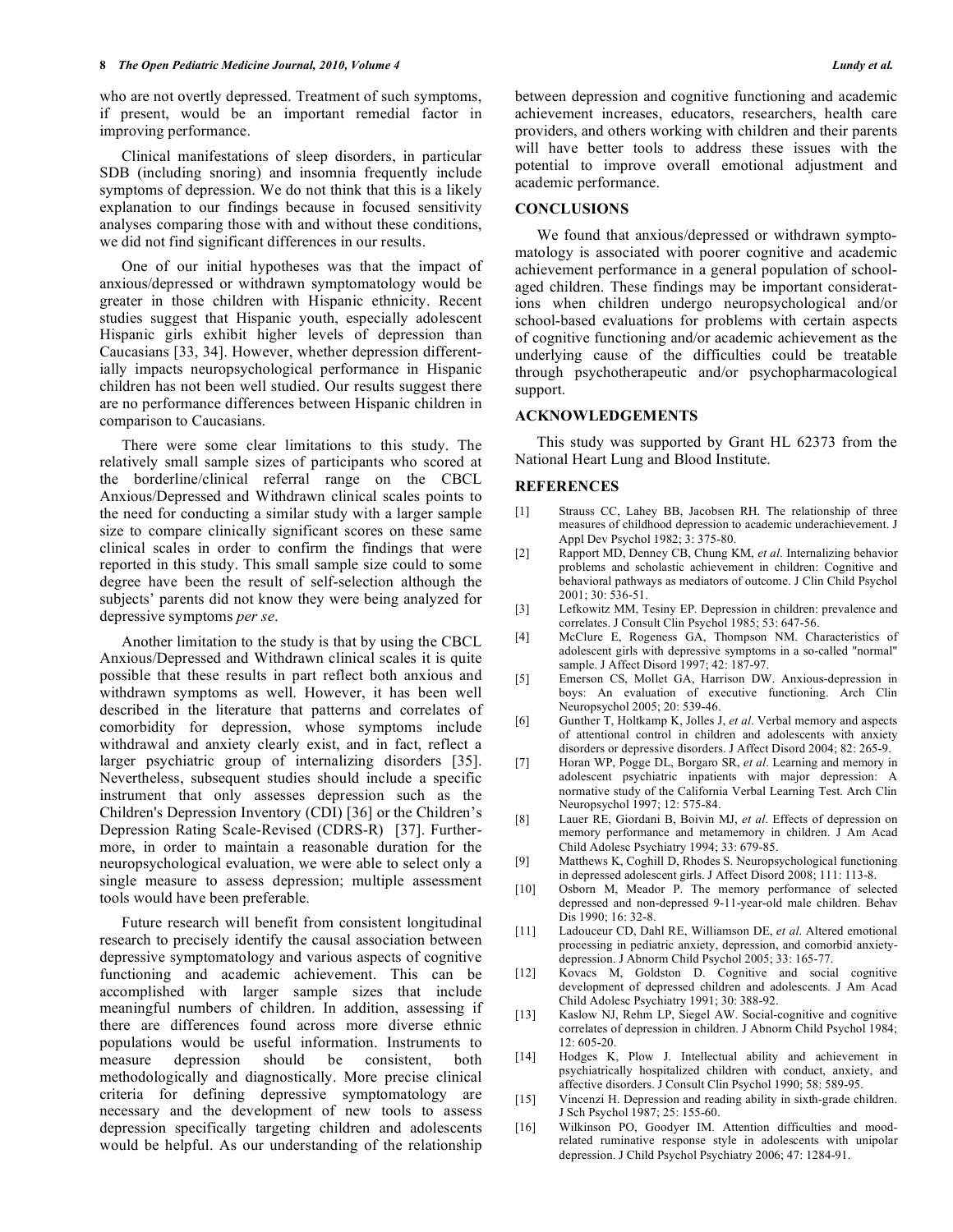who are not overtly depressed. Treatment of such symptoms, if present, would be an important remedial factor in improving performance.

Clinical manifestations of sleep disorders, in particular SDB (including snoring) and insomnia frequently include symptoms of depression. We do not think that this is a likely explanation to our findings because in focused sensitivity analyses comparing those with and without these conditions, we did not find significant differences in our results.

One of our initial hypotheses was that the impact of anxious/depressed or withdrawn symptomatology would be greater in those children with Hispanic ethnicity. Recent studies suggest that Hispanic youth, especially adolescent Hispanic girls exhibit higher levels of depression than Caucasians [33, 34]. However, whether depression differentially impacts neuropsychological performance in Hispanic children has not been well studied. Our results suggest there are no performance differences between Hispanic children in comparison to Caucasians.

There were some clear limitations to this study. The relatively small sample sizes of participants who scored at the borderline/clinical referral range on the CBCL Anxious/Depressed and Withdrawn clinical scales points to the need for conducting a similar study with a larger sample size to compare clinically significant scores on these same clinical scales in order to confirm the findings that were reported in this study. This small sample size could to some degree have been the result of self-selection although the subjects' parents did not know they were being analyzed for depressive symptoms *per se*.

Another limitation to the study is that by using the CBCL Anxious/Depressed and Withdrawn clinical scales it is quite possible that these results in part reflect both anxious and withdrawn symptoms as well. However, it has been well described in the literature that patterns and correlates of comorbidity for depression, whose symptoms include withdrawal and anxiety clearly exist, and in fact, reflect a larger psychiatric group of internalizing disorders [35]. Nevertheless, subsequent studies should include a specific instrument that only assesses depression such as the Children's Depression Inventory (CDI) [36] or the Children's Depression Rating Scale-Revised (CDRS-R) [37]. Furthermore, in order to maintain a reasonable duration for the neuropsychological evaluation, we were able to select only a single measure to assess depression; multiple assessment tools would have been preferable.

Future research will benefit from consistent longitudinal research to precisely identify the causal association between depressive symptomatology and various aspects of cognitive functioning and academic achievement. This can be accomplished with larger sample sizes that include meaningful numbers of children. In addition, assessing if there are differences found across more diverse ethnic populations would be useful information. Instruments to measure depression should be consistent, both methodologically and diagnostically. More precise clinical criteria for defining depressive symptomatology are necessary and the development of new tools to assess depression specifically targeting children and adolescents would be helpful. As our understanding of the relationship between depression and cognitive functioning and academic achievement increases, educators, researchers, health care providers, and others working with children and their parents will have better tools to address these issues with the potential to improve overall emotional adjustment and academic performance.

## CONCLUSIONS

We found that anxious/depressed or withdrawn symptomatology is associated with poorer cognitive and academic achievement performance in a general population of school-aged children. These findings may be important considerations when children undergo neuropsychological and/or school-based evaluations for problems with certain aspects of cognitive functioning and/or academic achievement as the underlying cause of the difficulties could be treatable through psychotherapeutic and/or psychopharmacological support.

## ACKNOWLEDGEMENTS

This study was supported by Grant HL 62373 from the National Heart Lung and Blood Institute.

## REFERENCES

[1] Strauss CC, Lahey BB, Jacobsen RH. The relationship of three measures of childhood depression to academic underachievement. J Appl Dev Psychol 1982; 3: 375-80.

[2] Rapport MD, Denney CB, Chung KM, *et al*. Internalizing behavior problems and scholastic achievement in children: Cognitive and behavioral pathways as mediators of outcome. J Clin Child Psychol 2001; 30: 536-51.

[3] Lefkowitz MM, Tesiny EP. Depression in children: prevalence and correlates. J Consult Clin Psychol 1985; 53: 647-56.

[4] McClure E, Rogeness GA, Thompson NM. Characteristics of adolescent girls with depressive symptoms in a so-called "normal" sample. J Affect Disord 1997; 42: 187-97.

[5] Emerson CS, Mollet GA, Harrison DW. Anxious-depression in boys: An evaluation of executive functioning. Arch Clin Neuropsychol 2005; 20: 539-46.

[6] Gunther T, Holtkamp K, Jolles J, *et al*. Verbal memory and aspects of attentional control in children and adolescents with anxiety disorders or depressive disorders. J Affect Disord 2004; 82: 265-9.

[7] Horan WP, Pogge DL, Borgaro SR, *et al*. Learning and memory in adolescent psychiatric inpatients with major depression: A normative study of the California Verbal Learning Test. Arch Clin Neuropsychol 1997; 12: 575-84.

[8] Lauer RE, Giordani B, Boivin MJ, *et al*. Effects of depression on memory performance and metamemory in children. J Am Acad Child Adolesc Psychiatry 1994; 33: 679-85.

[9] Matthews K, Coghill D, Rhodes S. Neuropsychological functioning in depressed adolescent girls. J Affect Disord 2008; 111: 113-8.

[10] Osborn M, Meador P. The memory performance of selected depressed and non-depressed 9-11-year-old male children. Behav Dis 1990; 16: 32-8.

[11] Ladouceur CD, Dahl RE, Williamson DE, *et al*. Altered emotional processing in pediatric anxiety, depression, and comorbid anxiety-depression. J Abnorm Child Psychol 2005; 33: 165-77.

[12] Kovacs M, Goldston D. Cognitive and social cognitive development of depressed children and adolescents. J Am Acad Child Adolesc Psychiatry 1991; 30: 388-92.

[13] Kaslow NJ, Rehm LP, Siegel AW. Social-cognitive and cognitive correlates of depression in children. J Abnorm Child Psychol 1984; 12: 605-20.

[14] Hodges K, Plow J. Intellectual ability and achievement in psychiatrically hospitalized children with conduct, anxiety, and affective disorders. J Consult Clin Psychol 1990; 58: 589-95.

[15] Vincenzi H. Depression and reading ability in sixth-grade children. J Sch Psychol 1987; 25: 155-60.

[16] Wilkinson PO, Goodyer IM. Attention difficulties and mood-related ruminative response style in adolescents with unipolar depression. J Child Psychol Psychiatry 2006; 47: 1284-91.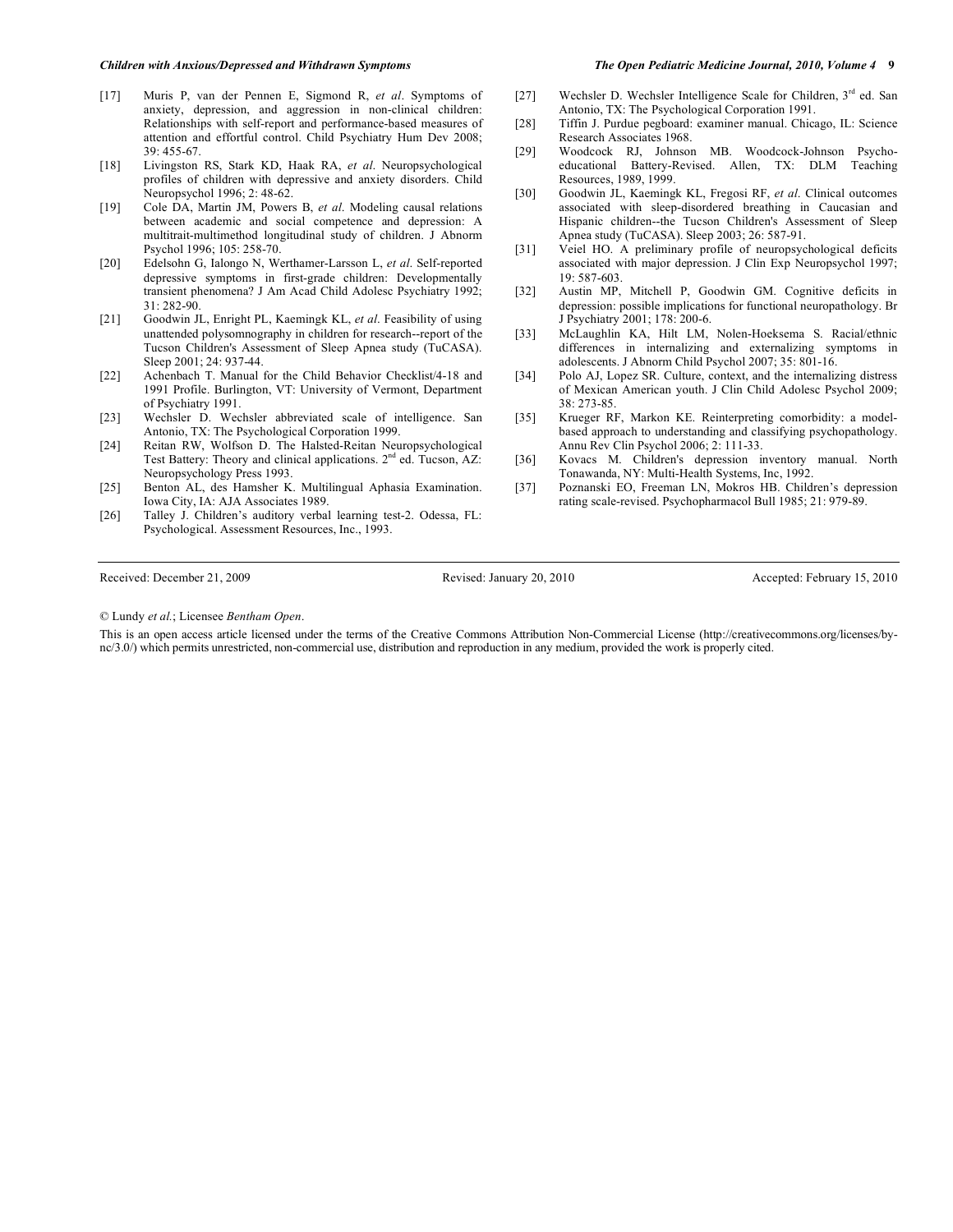[17] Muris P, van der Pennen E, Sigmond R, *et al*. Symptoms of anxiety, depression, and aggression in non-clinical children: Relationships with self-report and performance-based measures of attention and effortful control. Child Psychiatry Hum Dev 2008; 39: 455-67.

[18] Livingston RS, Stark KD, Haak RA, *et al*. Neuropsychological profiles of children with depressive and anxiety disorders. Child Neuropsychol 1996; 2: 48-62.

[19] Cole DA, Martin JM, Powers B, *et al*. Modeling causal relations between academic and social competence and depression: A multitrait-multimethod longitudinal study of children. J Abnorm Psychol 1996; 105: 258-70.

[20] Edelsohn G, Ialongo N, Werthamer-Larsson L, *et al*. Self-reported depressive symptoms in first-grade children: Developmentally transient phenomena? J Am Acad Child Adolesc Psychiatry 1992; 31: 282-90.

[21] Goodwin JL, Enright PL, Kaemingk KL, *et al*. Feasibility of using unattended polysomnography in children for research--report of the Tucson Children's Assessment of Sleep Apnea study (TuCASA). Sleep 2001; 24: 937-44.

[22] Achenbach T. Manual for the Child Behavior Checklist/4-18 and 1991 Profile. Burlington, VT: University of Vermont, Department of Psychiatry 1991.

[23] Wechsler D. Wechsler abbreviated scale of intelligence. San Antonio, TX: The Psychological Corporation 1999.

[24] Reitan RW, Wolfson D. The Halsted-Reitan Neuropsychological Test Battery: Theory and clinical applications. 2nd ed. Tucson, AZ: Neuropsychology Press 1993.

[25] Benton AL, des Hamsher K. Multilingual Aphasia Examination. Iowa City, IA: AJA Associates 1989.

[26] Talley J. Children's auditory verbal learning test-2. Odessa, FL: Psychological. Assessment Resources, Inc., 1993.

[27] Wechsler D. Wechsler Intelligence Scale for Children, 3rd ed. San Antonio, TX: The Psychological Corporation 1991.

[28] Tiffin J. Purdue pegboard: examiner manual. Chicago, IL: Science Research Associates 1968.

[29] Woodcock RJ, Johnson MB. Woodcock-Johnson Psycho-educational Battery-Revised. Allen, TX: DLM Teaching Resources, 1989, 1999.

[30] Goodwin JL, Kaemingk KL, Fregosi RF, *et al*. Clinical outcomes associated with sleep-disordered breathing in Caucasian and Hispanic children--the Tucson Children's Assessment of Sleep Apnea study (TuCASA). Sleep 2003; 26: 587-91.

[31] Veiel HO. A preliminary profile of neuropsychological deficits associated with major depression. J Clin Exp Neuropsychol 1997; 19: 587-603.

[32] Austin MP, Mitchell P, Goodwin GM. Cognitive deficits in depression: possible implications for functional neuropathology. Br J Psychiatry 2001; 178: 200-6.

[33] McLaughlin KA, Hilt LM, Nolen-Hoeksema S. Racial/ethnic differences in internalizing and externalizing symptoms in adolescents. J Abnorm Child Psychol 2007; 35: 801-16.

[34] Polo AJ, Lopez SR. Culture, context, and the internalizing distress of Mexican American youth. J Clin Child Adolesc Psychol 2009; 38: 273-85.

[35] Krueger RF, Markon KE. Reinterpreting comorbidity: a model-based approach to understanding and classifying psychopathology. Annu Rev Clin Psychol 2006; 2: 111-33.

[36] Kovacs M. Children's depression inventory manual. North Tonawanda, NY: Multi-Health Systems, Inc, 1992.

[37] Poznanski EO, Freeman LN, Mokros HB. Children's depression rating scale-revised. Psychopharmacol Bull 1985; 21: 979-89.

Received: December 21, 2009 Revised: January 20, 2010 Accepted: February 15, 2010

© Lundy *et al.*; Licensee *Bentham Open*.

This is an open access article licensed under the terms of the Creative Commons Attribution Non-Commercial License (http://creativecommons.org/licenses/by-nc/3.0/) which permits unrestricted, non-commercial use, distribution and reproduction in any medium, provided the work is properly cited.